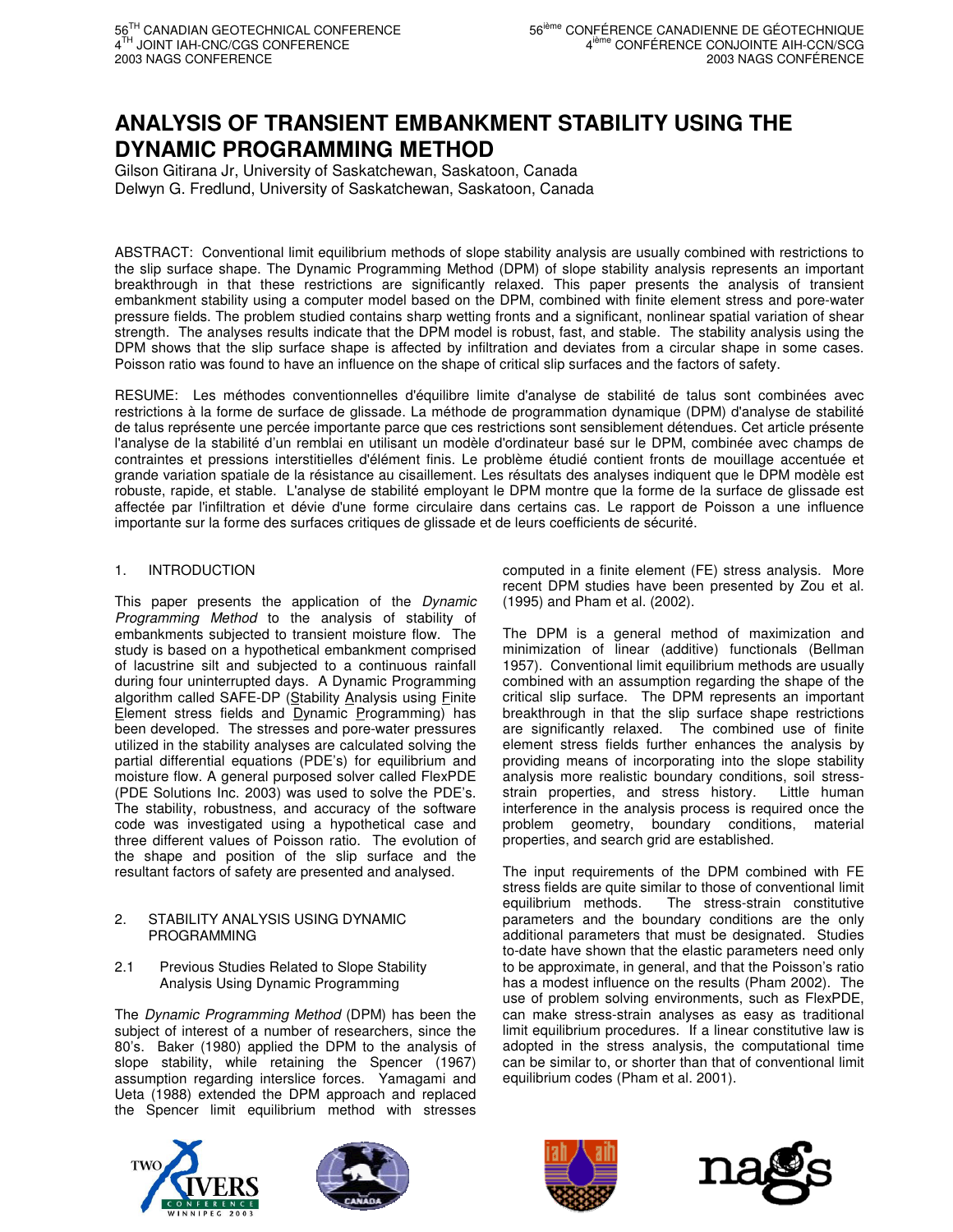# ANALYSIS OF TRANSIENT EMBANKMENT STABILITY USING THE DYNAMIC PROGRAMMING METHOD

Gilson Gitirana Jr, University of Saskatchewan, Saskatoon, Canada
Delwyn G. Fredlund, University of Saskatchewan, Saskatoon, Canada

ABSTRACT: Conventional limit equilibrium methods of slope stability analysis are usually combined with restrictions to the slip surface shape. The Dynamic Programming Method (DPM) of slope stability analysis represents an important breakthrough in that these restrictions are significantly relaxed. This paper presents the analysis of transient embankment stability using a computer model based on the DPM, combined with finite element stress and pore-water pressure fields. The problem studied contains sharp wetting fronts and a significant, nonlinear spatial variation of shear strength. The analyses results indicate that the DPM model is robust, fast, and stable. The stability analysis using the DPM shows that the slip surface shape is affected by infiltration and deviates from a circular shape in some cases. Poisson ratio was found to have an influence on the shape of critical slip surfaces and the factors of safety.

RESUME: Les méthodes conventionnelles d'équilibre limite d'analyse de stabilité de talus sont combinées avec restrictions à la forme de surface de glissade. La méthode de programmation dynamique (DPM) d'analyse de stabilité de talus représente une percée importante parce que ces restrictions sont sensiblement détendues. Cet article présente l'analyse de la stabilité d'un remblai en utilisant un modèle d'ordinateur basé sur le DPM, combinée avec champs de contraintes et pressions interstitielles d'élément finis. Le problème étudié contient fronts de mouillage accentuée et grande variation spatiale de la résistance au cisaillement. Les résultats des analyses indiquent que le DPM modèle est robuste, rapide, et stable. L'analyse de stabilité employant le DPM montre que la forme de surface de glissade est affectée par l'infiltration et dévie d'une forme circulaire dans certains cas. Le rapport de Poisson a une influence importante sur la forme des surfaces critiques de glissade et de leurs coefficients de sécurité.

## 1. INTRODUCTION

This paper presents the application of the *Dynamic Programming Method* to the analysis of stability of embankments subjected to transient moisture flow. The study is based on a hypothetical embankment comprised of lacustrine silt and subjected to a continuous rainfall during four uninterrupted days. A Dynamic Programming algorithm called SAFE-DP (Stability Analysis using Finite Element stress fields and Dynamic Programming) has been developed. The stresses and pore-water pressures utilized in the stability analyses are calculated solving the partial differential equations (PDE's) for equilibrium and moisture flow. A general purposed solver called FlexPDE (PDE Solutions Inc. 2003) was used to solve the PDE's. The stability, robustness, and accuracy of the software code was investigated using a hypothetical case and three different values of Poisson ratio. The evolution of the shape and position of the slip surface and the resultant factors of safety are presented and analysed.

## 2. STABILITY ANALYSIS USING DYNAMIC PROGRAMMING

### 2.1 Previous Studies Related to Slope Stability Analysis Using Dynamic Programming

The *Dynamic Programming Method* (DPM) has been the subject of interest of a number of researchers, since the 80's. Baker (1980) applied the DPM to the analysis of slope stability, while retaining the Spencer (1967) assumption regarding interslice forces. Yamagami and Ueta (1988) extended the DPM approach and replaced the Spencer limit equilibrium method with stresses computed in a finite element (FE) stress analysis. More recent DPM studies have been presented by Zou et al. (1995) and Pham et al. (2002).

The DPM is a general method of maximization and minimization of linear (additive) functionals (Bellman 1957). Conventional limit equilibrium methods are usually combined with an assumption regarding the shape of the critical slip surface. The DPM represents an important breakthrough in that the slip surface shape restrictions are significantly relaxed. The combined use of finite element stress fields further enhances the analysis by providing means of incorporating into the slope stability analysis more realistic boundary conditions, soil stress-strain properties, and stress history. Little human interference in the analysis process is required once the problem geometry, boundary conditions, material properties, and search grid are established.

The input requirements of the DPM combined with FE stress fields are quite similar to those of conventional limit equilibrium methods. The stress-strain constitutive parameters and the boundary conditions are the only additional parameters that must be designated. Studies to-date have shown that the elastic parameters need only to be approximate, in general, and that the Poisson's ratio has a modest influence on the results (Pham 2002). The use of problem solving environments, such as FlexPDE, can make stress-strain analyses as easy as traditional limit equilibrium procedures. If a linear constitutive law is adopted in the stress analysis, the computational time can be similar to, or shorter than that of conventional limit equilibrium codes (Pham et al. 2001).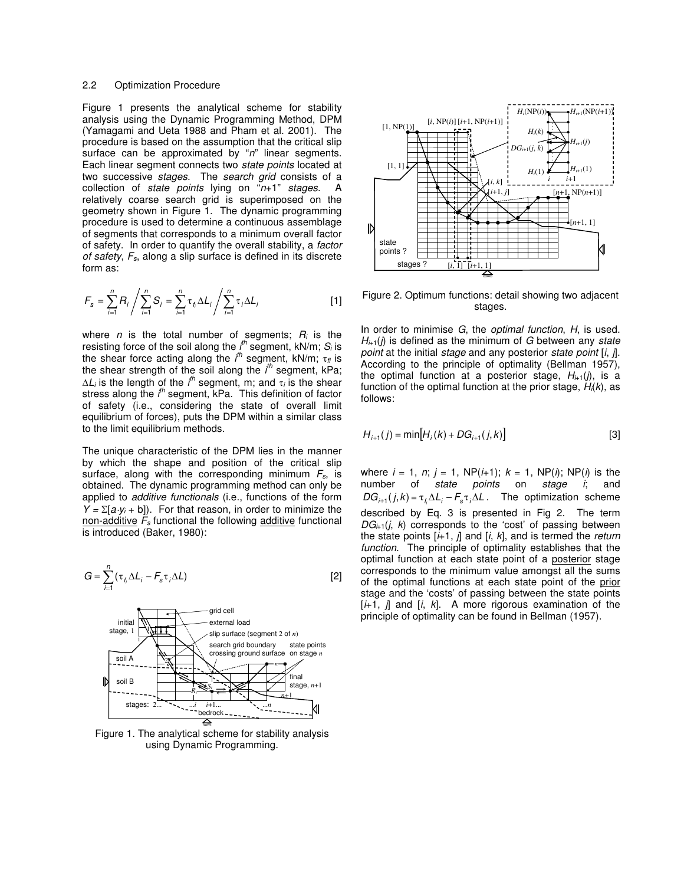2.2 Optimization Procedure

Figure 1 presents the analytical scheme for stability analysis using the Dynamic Programming Method, DPM (Yamagami and Ueta 1988 and Pham et al. 2001). The procedure is based on the assumption that the critical slip surface can be approximated by "*n*" linear segments. Each linear segment connects two *state points* located at two successive *stages*. The *search grid* consists of a collection of *state points* lying on "*n*+1" *stages*. A relatively coarse search grid is superimposed on the geometry shown in Figure 1. The dynamic programming procedure is used to determine a continuous assemblage of segments that corresponds to a minimum overall factor of safety. In order to quantify the overall stability, a *factor of safety*, $F_s$, along a slip surface is defined in its discrete form as:

$$F_s = \sum_{i=1}^{n} R_i \bigg/ \sum_{i=1}^{n} S_i = \sum_{i=1}^{n} \tau_{f_i} \Delta L_i \bigg/ \sum_{i=1}^{n} \tau_i \Delta L_i \qquad [1]$$

where $n$ is the total number of segments; $R_i$ is the resisting force of the soil along the $i^{th}$ segment, kN/m; $S_i$ is the shear force acting along the $i^{th}$ segment, kN/m; $\tau_{fi}$ is the shear strength of the soil along the $i^{th}$ segment, kPa; $\Delta L_i$ is the length of the $i^{th}$ segment, m; and $\tau_i$ is the shear stress along the $i^{th}$ segment, kPa. This definition of factor of safety (i.e., considering the state of overall limit equilibrium of forces), puts the DPM within a similar class to the limit equilibrium methods.

The unique characteristic of the DPM lies in the manner by which the shape and position of the critical slip surface, along with the corresponding minimum $F_s$, is obtained. The dynamic programming method can only be applied to *additive functionals* (i.e., functions of the form $Y = \Sigma[a \cdot y_i + b]$). For that reason, in order to minimize the non-additive $F_s$ functional the following additive functional is introduced (Baker, 1980):

$$G = \sum_{i=1}^{n} (\tau_{f_i} \Delta L_i - F_s \tau_i \Delta L) \qquad [2]$$

Figure 1. The analytical scheme for stability analysis using Dynamic Programming.

Figure 2. Optimum functions: detail showing two adjacent stages.

In order to minimise $G$, the *optimal function*, $H$, is used. $H_{i+1}(j)$ is defined as the minimum of $G$ between any *state point* at the initial *stage* and any posterior *state point* $[i, j]$. According to the principle of optimality (Bellman 1957), the optimal function at a posterior stage, $H_{i+1}(j)$, is a function of the optimal function at the prior stage, $H_i(k)$, as follows:

$$H_{i+1}(j) = \min\left[H_i(k) + DG_{i+1}(j,k)\right] \qquad [3]$$

where $i$ = 1, $n$; $j$ = 1, NP($i$+1); $k$ = 1, NP($i$); NP($i$) is the number of *state points* on *stage i*; and $DG_{i+1}(j,k) = \tau_{f_i} \Delta L_i - F_s \tau_i \Delta L$. The optimization scheme described by Eq. 3 is presented in Fig 2. The term $DG_{i+1}(j, k)$ corresponds to the 'cost' of passing between the state points $[i+1, j]$ and $[i, k]$, and is termed the *return function*. The principle of optimality establishes that the optimal function at each state point of a posterior stage corresponds to the minimum value amongst all the sums of the optimal functions at each state point of the prior stage and the 'costs' of passing between the state points $[i+1, j]$ and $[i, k]$. A more rigorous examination of the principle of optimality can be found in Bellman (1957).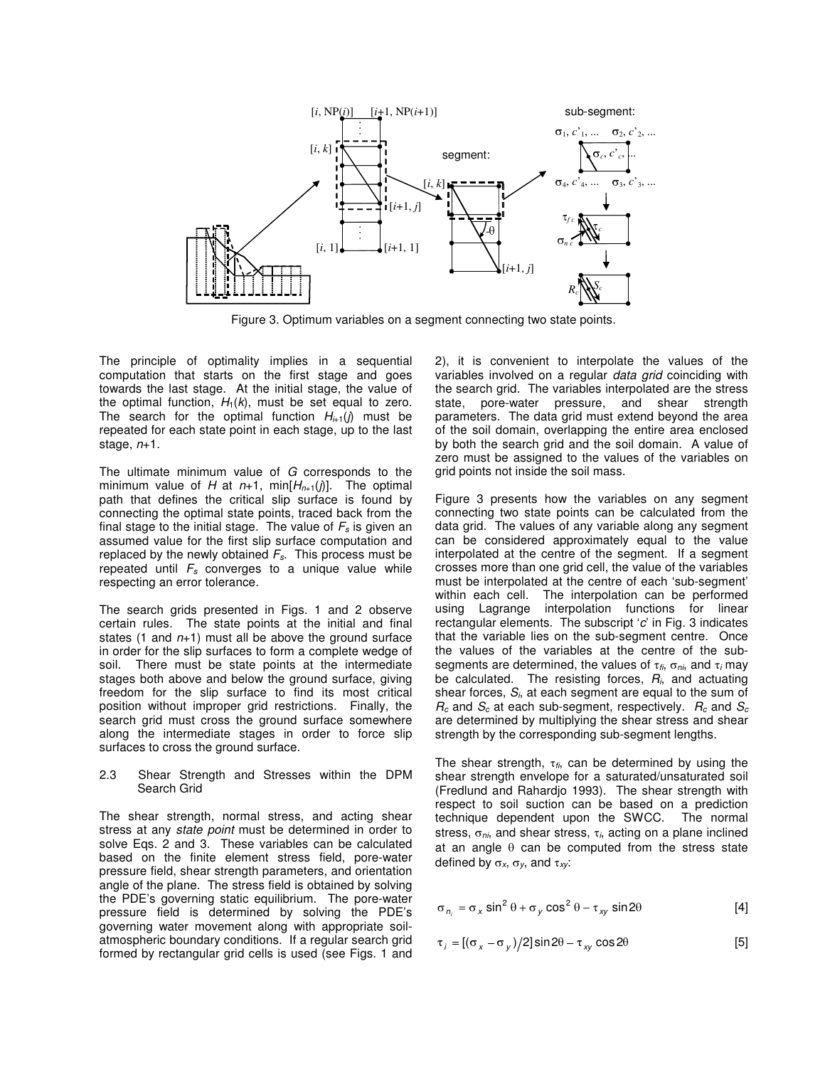Figure 3. Optimum variables on a segment connecting two state points.

The principle of optimality implies in a sequential computation that starts on the first stage and goes towards the last stage. At the initial stage, the value of the optimal function, $H_1(k)$, must be set equal to zero. The search for the optimal function $H_{i+1}(j)$ must be repeated for each state point in each stage, up to the last stage, $n$+1.

The ultimate minimum value of $G$ corresponds to the minimum value of $H$ at $n$+1, min[$H_{n+1}(j)$]. The optimal path that defines the critical slip surface is found by connecting the optimal state points, traced back from the final stage to the initial stage. The value of $F_s$ is given an assumed value for the first slip surface computation and replaced by the newly obtained $F_s$. This process must be repeated until $F_s$ converges to a unique value while respecting an error tolerance.

The search grids presented in Figs. 1 and 2 observe certain rules. The state points at the initial and final states (1 and $n$+1) must all be above the ground surface in order for the slip surfaces to form a complete wedge of soil. There must be state points at the intermediate stages both above and below the ground surface, giving freedom for the slip surface to find its most critical position without improper grid restrictions. Finally, the search grid must cross the ground surface somewhere along the intermediate stages in order to force slip surfaces to cross the ground surface.

### 2.3 Shear Strength and Stresses within the DPM Search Grid

The shear strength, normal stress, and acting shear stress at any *state point* must be determined in order to solve Eqs. 2 and 3. These variables can be calculated based on the finite element stress field, pore-water pressure field, shear strength parameters, and orientation angle of the plane. The stress field is obtained by solving the PDE's governing static equilibrium. The pore-water pressure field is determined by solving the PDE's governing water movement along with appropriate soil-atmospheric boundary conditions. If a regular search grid formed by rectangular grid cells is used (see Figs. 1 and 2), it is convenient to interpolate the values of the variables involved on a regular *data grid* coinciding with the search grid. The variables interpolated are the stress state, pore-water pressure, and shear strength parameters. The data grid must extend beyond the area of the soil domain, overlapping the entire area enclosed by both the search grid and the soil domain. A value of zero must be assigned to the values of the variables on grid points not inside the soil mass.

Figure 3 presents how the variables on any segment connecting two state points can be calculated from the data grid. The values of any variable along any segment can be considered approximately equal to the value interpolated at the centre of the segment. If a segment crosses more than one grid cell, the value of the variables must be interpolated at the centre of each 'sub-segment' within each cell. The interpolation can be performed using Lagrange interpolation functions for linear rectangular elements. The subscript '$c$' in Fig. 3 indicates that the variable lies on the sub-segment centre. Once the values of the variables at the centre of the sub-segments are determined, the values of $\tau_{fi}$, $\sigma_{ni}$, and $\tau_i$ may be calculated. The resisting forces, $R_i$, and actuating shear forces, $S_i$, at each segment are equal to the sum of $R_c$ and $S_c$ at each sub-segment, respectively. $R_c$ and $S_c$ are determined by multiplying the shear stress and shear strength by the corresponding sub-segment lengths.

The shear strength, $\tau_{fi}$, can be determined by using the shear strength envelope for a saturated/unsaturated soil (Fredlund and Rahardjo 1993). The shear strength with respect to soil suction can be based on a prediction technique dependent upon the SWCC. The normal stress, $\sigma_{ni}$, and shear stress, $\tau_i$, acting on a plane inclined at an angle $\theta$ can be computed from the stress state defined by $\sigma_x$, $\sigma_y$, and $\tau_{xy}$:

$$\sigma_{n_i} = \sigma_x \sin^2\theta + \sigma_y \cos^2\theta - \tau_{xy} \sin 2\theta \qquad [4]$$

$$\tau_i = [(\sigma_x - \sigma_y)/2] \sin 2\theta - \tau_{xy} \cos 2\theta \qquad [5]$$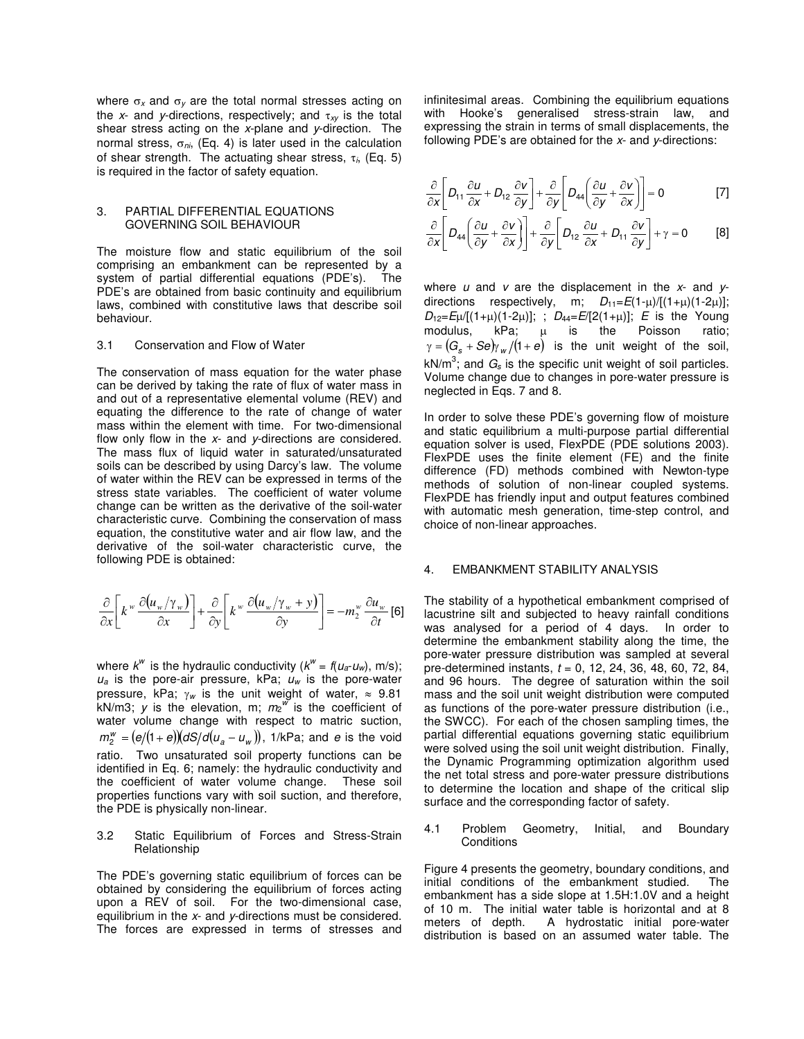where $\sigma_x$ and $\sigma_y$ are the total normal stresses acting on the *x*- and *y*-directions, respectively; and $\tau_{xy}$ is the total shear stress acting on the *x*-plane and *y*-direction. The normal stress, $\sigma_{ni}$, (Eq. 4) is later used in the calculation of shear strength. The actuating shear stress, $\tau_i$, (Eq. 5) is required in the factor of safety equation.

## 3. PARTIAL DIFFERENTIAL EQUATIONS GOVERNING SOIL BEHAVIOUR

The moisture flow and static equilibrium of the soil comprising an embankment can be represented by a system of partial differential equations (PDE's). The PDE's are obtained from basic continuity and equilibrium laws, combined with constitutive laws that describe soil behaviour.

### 3.1 Conservation and Flow of Water

The conservation of mass equation for the water phase can be derived by taking the rate of flux of water mass in and out of a representative elemental volume (REV) and equating the difference to the rate of change of water mass within the element with time. For two-dimensional flow only flow in the *x*- and *y*-directions are considered. The mass flux of liquid water in saturated/unsaturated soils can be described by using Darcy's law. The volume of water within the REV can be expressed in terms of the stress state variables. The coefficient of water volume change can be written as the derivative of the soil-water characteristic curve. Combining the conservation of mass equation, the constitutive water and air flow law, and the derivative of the soil-water characteristic curve, the following PDE is obtained:

$$\frac{\partial}{\partial x}\left[k^w \frac{\partial(u_w/\gamma_w)}{\partial x}\right] + \frac{\partial}{\partial y}\left[k^w \frac{\partial(u_w/\gamma_w + y)}{\partial y}\right] = -m_2^w \frac{\partial u_w}{\partial t} \quad [6]$$

where $k^w$ is the hydraulic conductivity ($k^w = f(u_a - u_w)$, m/s); $u_a$ is the pore-air pressure, kPa; $u_w$ is the pore-water pressure, kPa; $\gamma_w$ is the unit weight of water, $\approx$ 9.81 kN/m3; *y* is the elevation, m; $m_2^w$ is the coefficient of water volume change with respect to matric suction, $m_2^w = (e/(1+e))(dS/d(u_a - u_w))$, 1/kPa; and *e* is the void ratio. Two unsaturated soil property functions can be identified in Eq. 6; namely: the hydraulic conductivity and the coefficient of water volume change. These soil properties functions vary with soil suction, and therefore, the PDE is physically non-linear.

### 3.2 Static Equilibrium of Forces and Stress-Strain Relationship

The PDE's governing static equilibrium of forces can be obtained by considering the equilibrium of forces acting upon a REV of soil. For the two-dimensional case, equilibrium in the *x*- and *y*-directions must be considered. The forces are expressed in terms of stresses and infinitesimal areas. Combining the equilibrium equations with Hooke's generalised stress-strain law, and expressing the strain in terms of small displacements, the following PDE's are obtained for the *x*- and *y*-directions:

$$\frac{\partial}{\partial x}\left[D_{11}\frac{\partial u}{\partial x} + D_{12}\frac{\partial v}{\partial y}\right] + \frac{\partial}{\partial y}\left[D_{44}\left(\frac{\partial u}{\partial y} + \frac{\partial v}{\partial x}\right)\right] = 0 \quad [7]$$

$$\frac{\partial}{\partial x}\left[D_{44}\left(\frac{\partial u}{\partial y} + \frac{\partial v}{\partial x}\right)\right] + \frac{\partial}{\partial y}\left[D_{12}\frac{\partial u}{\partial x} + D_{11}\frac{\partial v}{\partial y}\right] + \gamma = 0 \quad [8]$$

where *u* and *v* are the displacement in the *x*- and *y*-directions respectively, m; $D_{11}=E(1-\mu)/[(1+\mu)(1-2\mu)]$; $D_{12}=E\mu/[(1+\mu)(1-2\mu)]$; ; $D_{44}=E/[2(1+\mu)]$; *E* is the Young modulus, kPa; $\mu$ is the Poisson ratio; $\gamma = (G_s + Se)\gamma_w/(1+e)$ is the unit weight of the soil, kN/m$^3$; and $G_s$ is the specific unit weight of soil particles. Volume change due to changes in pore-water pressure is neglected in Eqs. 7 and 8.

In order to solve these PDE's governing flow of moisture and static equilibrium a multi-purpose partial differential equation solver is used, FlexPDE (PDE solutions 2003). FlexPDE uses the finite element (FE) and the finite difference (FD) methods combined with Newton-type methods of solution of non-linear coupled systems. FlexPDE has friendly input and output features combined with automatic mesh generation, time-step control, and choice of non-linear approaches.

## 4. EMBANKMENT STABILITY ANALYSIS

The stability of a hypothetical embankment comprised of lacustrine silt and subjected to heavy rainfall conditions was analysed for a period of 4 days. In order to determine the embankment stability along the time, the pore-water pressure distribution was sampled at several pre-determined instants, *t* = 0, 12, 24, 36, 48, 60, 72, 84, and 96 hours. The degree of saturation within the soil mass and the soil unit weight distribution were computed as functions of the pore-water pressure distribution (i.e., the SWCC). For each of the chosen sampling times, the partial differential equations governing static equilibrium were solved using the soil unit weight distribution. Finally, the Dynamic Programming optimization algorithm used the net total stress and pore-water pressure distributions to determine the location and shape of the critical slip surface and the corresponding factor of safety.

### 4.1 Problem Geometry, Initial, and Boundary Conditions

Figure 4 presents the geometry, boundary conditions, and initial conditions of the embankment studied. The embankment has a side slope at 1.5H:1.0V and a height of 10 m. The initial water table is horizontal and at 8 meters of depth. A hydrostatic initial pore-water distribution is based on an assumed water table. The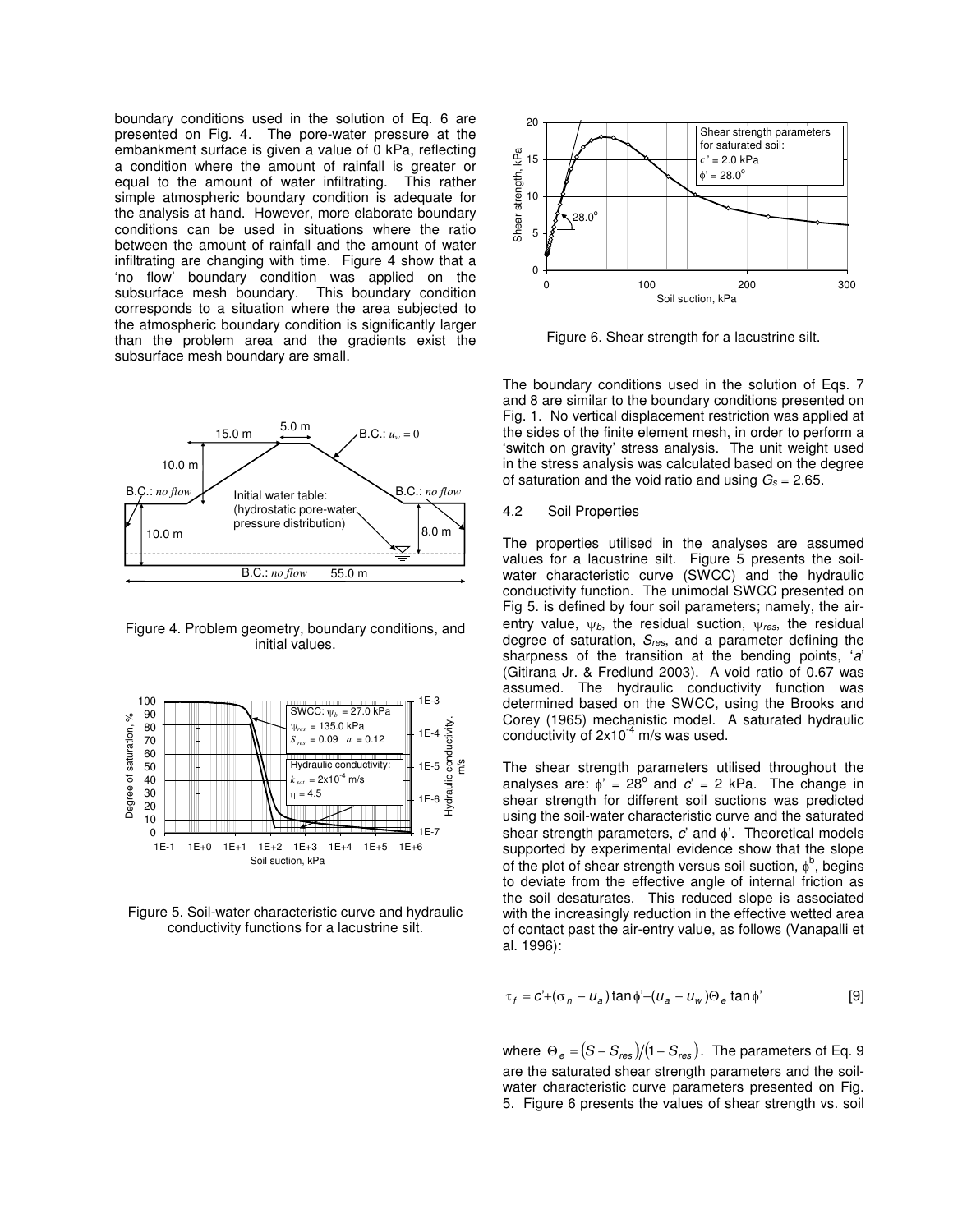boundary conditions used in the solution of Eq. 6 are presented on Fig. 4. The pore-water pressure at the embankment surface is given a value of 0 kPa, reflecting a condition where the amount of rainfall is greater or equal to the amount of water infiltrating. This rather simple atmospheric boundary condition is adequate for the analysis at hand. However, more elaborate boundary conditions can be used in situations where the ratio between the amount of rainfall and the amount of water infiltrating are changing with time. Figure 4 show that a 'no flow' boundary condition was applied on the subsurface mesh boundary. This boundary condition corresponds to a situation where the area subjected to the atmospheric boundary condition is significantly larger than the problem area and the gradients exist the subsurface mesh boundary are small.

Figure 4. Problem geometry, boundary conditions, and initial values.

Figure 5. Soil-water characteristic curve and hydraulic conductivity functions for a lacustrine silt.

Figure 6. Shear strength for a lacustrine silt.

The boundary conditions used in the solution of Eqs. 7 and 8 are similar to the boundary conditions presented on Fig. 1. No vertical displacement restriction was applied at the sides of the finite element mesh, in order to perform a 'switch on gravity' stress analysis. The unit weight used in the stress analysis was calculated based on the degree of saturation and the void ratio and using $G_s = 2.65$.

### 4.2 Soil Properties

The properties utilised in the analyses are assumed values for a lacustrine silt. Figure 5 presents the soil-water characteristic curve (SWCC) and the hydraulic conductivity function. The unimodal SWCC presented on Fig 5. is defined by four soil parameters; namely, the air-entry value, $\psi_b$, the residual suction, $\psi_{res}$, the residual degree of saturation, $S_{res}$, and a parameter defining the sharpness of the transition at the bending points, '$a$' (Gitirana Jr. & Fredlund 2003). A void ratio of 0.67 was assumed. The hydraulic conductivity function was determined based on the SWCC, using the Brooks and Corey (1965) mechanistic model. A saturated hydraulic conductivity of $2\text{x}10^{-4}$ m/s was used.

The shear strength parameters utilised throughout the analyses are: $\phi' = 28^{\circ}$ and $c' = 2$ kPa. The change in shear strength for different soil suctions was predicted using the soil-water characteristic curve and the saturated shear strength parameters, $c'$ and $\phi'$. Theoretical models supported by experimental evidence show that the slope of the plot of shear strength versus soil suction, $\phi^b$, begins to deviate from the effective angle of internal friction as the soil desaturates. This reduced slope is associated with the increasingly reduction in the effective wetted area of contact past the air-entry value, as follows (Vanapalli et al. 1996):

$$\tau_f = c' + (\sigma_n - u_a)\tan\phi' + (u_a - u_w)\Theta_e \tan\phi' \qquad [9]$$

where $\Theta_e = (S - S_{res})/(1 - S_{res})$. The parameters of Eq. 9 are the saturated shear strength parameters and the soil-water characteristic curve parameters presented on Fig. 5. Figure 6 presents the values of shear strength vs. soil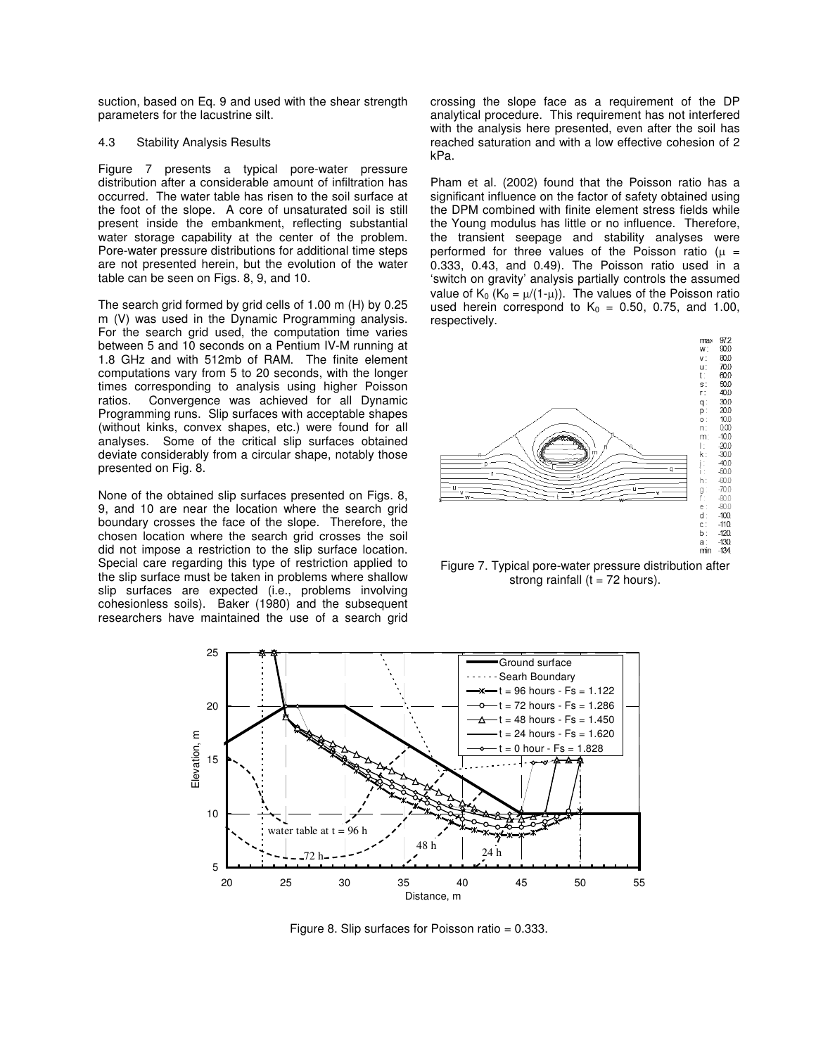suction, based on Eq. 9 and used with the shear strength parameters for the lacustrine silt.

### 4.3 Stability Analysis Results

Figure 7 presents a typical pore-water pressure distribution after a considerable amount of infiltration has occurred. The water table has risen to the soil surface at the foot of the slope. A core of unsaturated soil is still present inside the embankment, reflecting substantial water storage capability at the center of the problem. Pore-water pressure distributions for additional time steps are not presented herein, but the evolution of the water table can be seen on Figs. 8, 9, and 10.

The search grid formed by grid cells of 1.00 m (H) by 0.25 m (V) was used in the Dynamic Programming analysis. For the search grid used, the computation time varies between 5 and 10 seconds on a Pentium IV-M running at 1.8 GHz and with 512mb of RAM. The finite element computations vary from 5 to 20 seconds, with the longer times corresponding to analysis using higher Poisson ratios. Convergence was achieved for all Dynamic Programming runs. Slip surfaces with acceptable shapes (without kinks, convex shapes, etc.) were found for all analyses. Some of the critical slip surfaces obtained deviate considerably from a circular shape, notably those presented on Fig. 8.

None of the obtained slip surfaces presented on Figs. 8, 9, and 10 are near the location where the search grid boundary crosses the face of the slope. Therefore, the chosen location where the search grid crosses the soil did not impose a restriction to the slip surface location. Special care regarding this type of restriction applied to the slip surface must be taken in problems where shallow slip surfaces are expected (i.e., problems involving cohesionless soils). Baker (1980) and the subsequent researchers have maintained the use of a search grid crossing the slope face as a requirement of the DP analytical procedure. This requirement has not interfered with the analysis here presented, even after the soil has reached saturation and with a low effective cohesion of 2 kPa.

Pham et al. (2002) found that the Poisson ratio has a significant influence on the factor of safety obtained using the DPM combined with finite element stress fields while the Young modulus has little or no influence. Therefore, the transient seepage and stability analyses were performed for three values of the Poisson ratio ($\mu$ = 0.333, 0.43, and 0.49). The Poisson ratio used in a 'switch on gravity' analysis partially controls the assumed value of $K_0$ ($K_0 = \mu/(1-\mu)$). The values of the Poisson ratio used herein correspond to $K_0$ = 0.50, 0.75, and 1.00, respectively.

Figure 7. Typical pore-water pressure distribution after strong rainfall (t = 72 hours).

Figure 8. Slip surfaces for Poisson ratio = 0.333.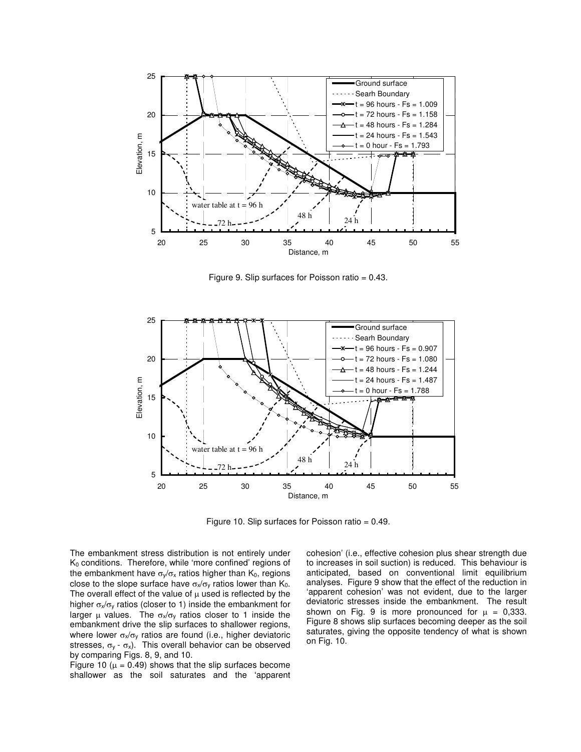Figure 9. Slip surfaces for Poisson ratio = 0.43.

Figure 10. Slip surfaces for Poisson ratio = 0.49.

The embankment stress distribution is not entirely under $K_0$ conditions. Therefore, while 'more confined' regions of the embankment have $\sigma_y/\sigma_x$ ratios higher than $K_0$, regions close to the slope surface have $\sigma_x/\sigma_y$ ratios lower than $K_0$. The overall effect of the value of $\mu$ used is reflected by the higher $\sigma_x/\sigma_y$ ratios (closer to 1) inside the embankment for larger $\mu$ values. The $\sigma_x/\sigma_y$ ratios closer to 1 inside the embankment drive the slip surfaces to shallower regions, where lower $\sigma_x/\sigma_y$ ratios are found (i.e., higher deviatoric stresses, $\sigma_y - \sigma_x$). This overall behavior can be observed by comparing Figs. 8, 9, and 10.

Figure 10 ($\mu = 0.49$) shows that the slip surfaces become shallower as the soil saturates and the 'apparent cohesion' (i.e., effective cohesion plus shear strength due to increases in soil suction) is reduced. This behaviour is anticipated, based on conventional limit equilibrium analyses. Figure 9 show that the effect of the reduction in 'apparent cohesion' was not evident, due to the larger deviatoric stresses inside the embankment. The result shown on Fig. 9 is more pronounced for $\mu = 0{,}333$. Figure 8 shows slip surfaces becoming deeper as the soil saturates, giving the opposite tendency of what is shown on Fig. 10.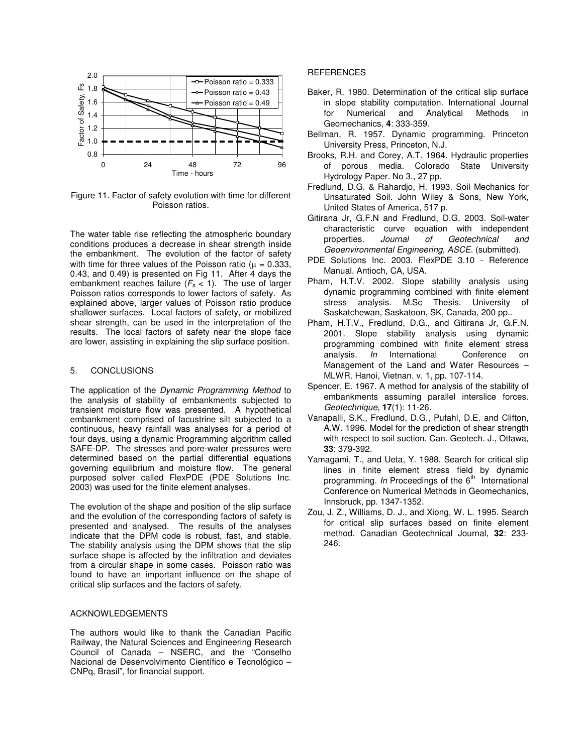2.0
1.8
1.6
1.4
1.2
1.0
0.8

Factor of Safety, Fs

0 24 48 72 96

Time - hours

Poisson ratio = 0.333
Poisson ratio = 0.43
Poisson ratio = 0.49

Figure 11. Factor of safety evolution with time for different Poisson ratios.

The water table rise reflecting the atmospheric boundary conditions produces a decrease in shear strength inside the embankment. The evolution of the factor of safety with time for three values of the Poisson ratio ($\mu$ = 0.333, 0.43, and 0.49) is presented on Fig 11. After 4 days the embankment reaches failure ($F_s$ < 1). The use of larger Poisson ratios corresponds to lower factors of safety. As explained above, larger values of Poisson ratio produce shallower surfaces. Local factors of safety, or mobilized shear strength, can be used in the interpretation of the results. The local factors of safety near the slope face are lower, assisting in explaining the slip surface position.

## 5. CONCLUSIONS

The application of the *Dynamic Programming Method* to the analysis of stability of embankments subjected to transient moisture flow was presented. A hypothetical embankment comprised of lacustrine silt subjected to a continuous, heavy rainfall was analyses for a period of four days, using a dynamic Programming algorithm called SAFE-DP. The stresses and pore-water pressures were determined based on the partial differential equations governing equilibrium and moisture flow. The general purposed solver called FlexPDE (PDE Solutions Inc. 2003) was used for the finite element analyses.

The evolution of the shape and position of the slip surface and the evolution of the corresponding factors of safety is presented and analysed. The results of the analyses indicate that the DPM code is robust, fast, and stable. The stability analysis using the DPM shows that the slip surface shape is affected by the infiltration and deviates from a circular shape in some cases. Poisson ratio was found to have an important influence on the shape of critical slip surfaces and the factors of safety.

## ACKNOWLEDGEMENTS

The authors would like to thank the Canadian Pacific Railway, the Natural Sciences and Engineering Research Council of Canada – NSERC, and the "Conselho Nacional de Desenvolvimento Científico e Tecnológico – CNPq, Brasil", for financial support.

## REFERENCES

Baker, R. 1980. Determination of the critical slip surface in slope stability computation. International Journal for Numerical and Analytical Methods in Geomechanics, **4**: 333-359.

Bellman, R. 1957. Dynamic programming. Princeton University Press, Princeton, N.J.

Brooks, R.H. and Corey, A.T. 1964. Hydraulic properties of porous media. Colorado State University Hydrology Paper. No 3., 27 pp.

Fredlund, D.G. & Rahardjo, H. 1993. Soil Mechanics for Unsaturated Soil. John Wiley & Sons, New York, United States of America, 517 p.

Gitirana Jr, G.F.N and Fredlund, D.G. 2003. Soil-water characteristic curve equation with independent properties. *Journal of Geotechnical and Geoenvironmental Engineering, ASCE*. (submitted).

PDE Solutions Inc. 2003. FlexPDE 3.10 - Reference Manual. Antioch, CA, USA.

Pham, H.T.V. 2002. Slope stability analysis using dynamic programming combined with finite element stress analysis. M.Sc Thesis. University of Saskatchewan, Saskatoon, SK, Canada, 200 pp..

Pham, H.T.V., Fredlund, D.G., and Gitirana Jr, G.F.N. 2001. Slope stability analysis using dynamic programming combined with finite element stress analysis. *In* International Conference on Management of the Land and Water Resources – MLWR. Hanoi, Vietnan. v. 1, pp. 107-114.

Spencer, E. 1967. A method for analysis of the stability of embankments assuming parallel interslice forces. *Geotechnique*, **17**(1): 11-26.

Vanapalli, S.K., Fredlund, D.G., Pufahl, D.E. and Clifton, A.W. 1996. Model for the prediction of shear strength with respect to soil suction. Can. Geotech. J., Ottawa, **33**: 379-392.

Yamagami, T., and Ueta, Y. 1988. Search for critical slip lines in finite element stress field by dynamic programming. *In* Proceedings of the 6th International Conference on Numerical Methods in Geomechanics, Innsbruck, pp. 1347-1352.

Zou, J. Z., Williams, D. J., and Xiong, W. L. 1995. Search for critical slip surfaces based on finite element method. Canadian Geotechnical Journal, **32**: 233-246.